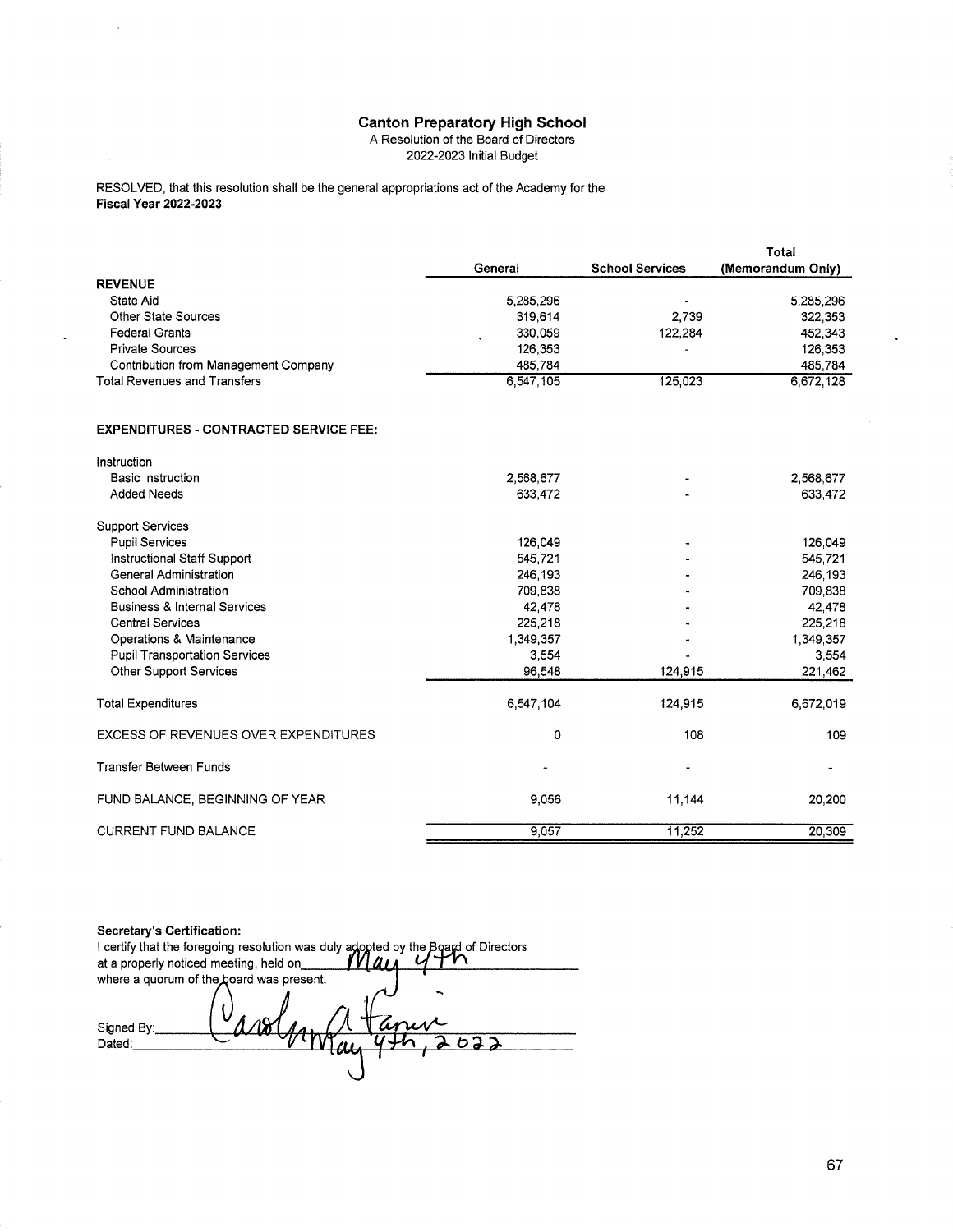# Canton Preparatory High School

A Resolution of the Board of Directors
2022-2023 Initial Budget

RESOLVED, that this resolution shall be the general appropriations act of the Academy for the **Fiscal Year 2022-2023**

| | General | School Services | Total (Memorandum Only) |
|---|---|---|---|
| **REVENUE** | | | |
| State Aid | 5,285,296 | - | 5,285,296 |
| Other State Sources | 319,614 | 2,739 | 322,353 |
| Federal Grants | 330,059 | 122,284 | 452,343 |
| Private Sources | 126,353 | - | 126,353 |
| Contribution from Management Company | 485,784 | | 485,784 |
| Total Revenues and Transfers | 6,547,105 | 125,023 | 6,672,128 |
| | | | |
| **EXPENDITURES - CONTRACTED SERVICE FEE:** | | | |
| Instruction | | | |
| Basic Instruction | 2,568,677 | - | 2,568,677 |
| Added Needs | 633,472 | - | 633,472 |
| Support Services | | | |
| Pupil Services | 126,049 | - | 126,049 |
| Instructional Staff Support | 545,721 | - | 545,721 |
| General Administration | 246,193 | - | 246,193 |
| School Administration | 709,838 | - | 709,838 |
| Business & Internal Services | 42,478 | - | 42,478 |
| Central Services | 225,218 | - | 225,218 |
| Operations & Maintenance | 1,349,357 | - | 1,349,357 |
| Pupil Transportation Services | 3,554 | - | 3,554 |
| Other Support Services | 96,548 | 124,915 | 221,462 |
| Total Expenditures | 6,547,104 | 124,915 | 6,672,019 |
| EXCESS OF REVENUES OVER EXPENDITURES | 0 | 108 | 109 |
| Transfer Between Funds | - | - | - |
| FUND BALANCE, BEGINNING OF YEAR | 9,056 | 11,144 | 20,200 |
| CURRENT FUND BALANCE | 9,057 | 11,252 | 20,309 |

**Secretary's Certification:**
I certify that the foregoing resolution was duly adopted by the Board of Directors at a properly noticed meeting, held on May 4th where a quorum of the board was present.

Signed By: Carolyn A Tanner
Dated: May 4th, 2022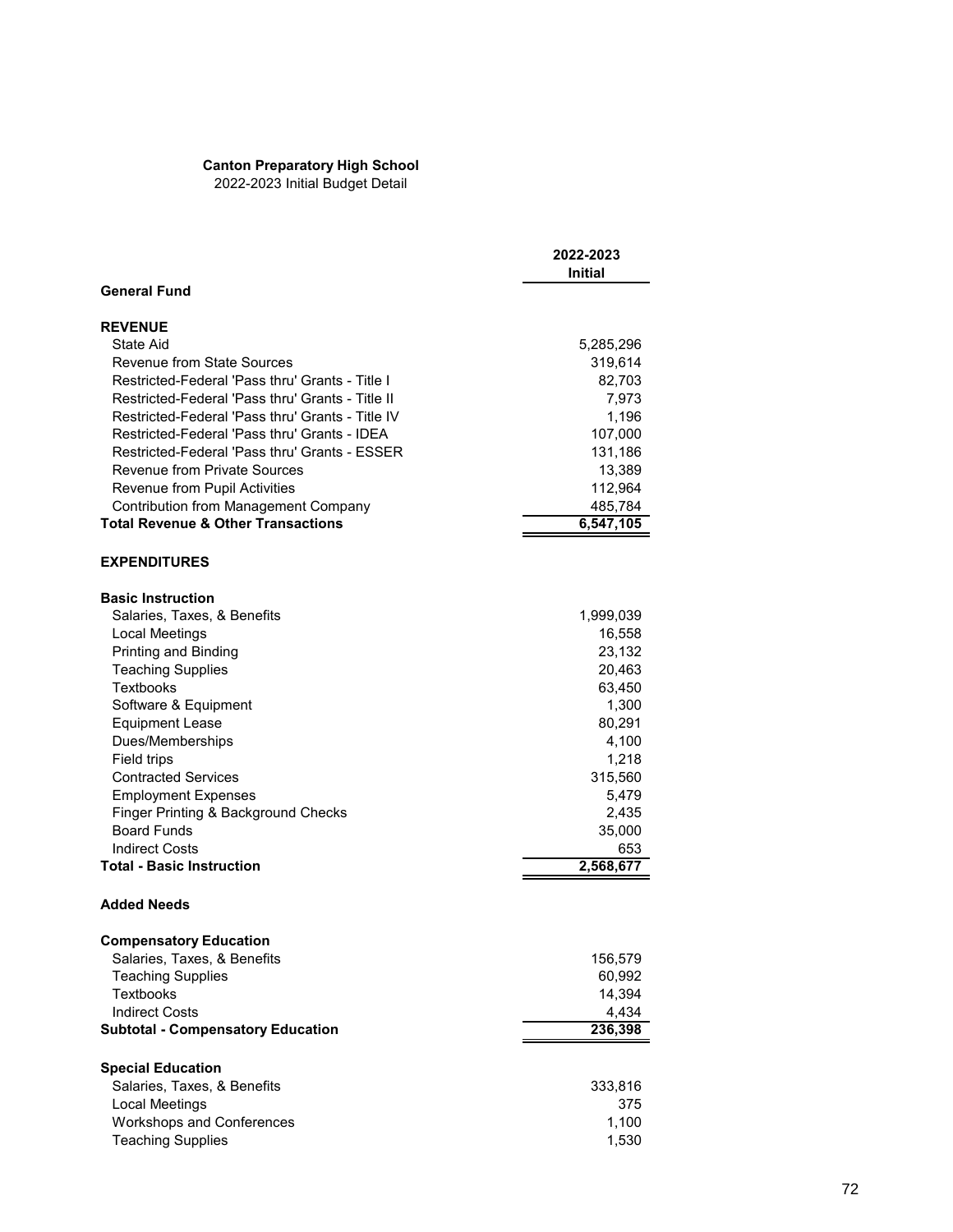**Canton Preparatory High School**
2022-2023 Initial Budget Detail

| | 2022-2023 Initial |
|---|---|
| **General Fund** | |
| | |
| **REVENUE** | |
| State Aid | 5,285,296 |
| Revenue from State Sources | 319,614 |
| Restricted-Federal 'Pass thru' Grants - Title I | 82,703 |
| Restricted-Federal 'Pass thru' Grants - Title II | 7,973 |
| Restricted-Federal 'Pass thru' Grants - Title IV | 1,196 |
| Restricted-Federal 'Pass thru' Grants - IDEA | 107,000 |
| Restricted-Federal 'Pass thru' Grants - ESSER | 131,186 |
| Revenue from Private Sources | 13,389 |
| Revenue from Pupil Activities | 112,964 |
| Contribution from Management Company | 485,784 |
| **Total Revenue & Other Transactions** | **6,547,105** |
| | |
| **EXPENDITURES** | |
| | |
| **Basic Instruction** | |
| Salaries, Taxes, & Benefits | 1,999,039 |
| Local Meetings | 16,558 |
| Printing and Binding | 23,132 |
| Teaching Supplies | 20,463 |
| Textbooks | 63,450 |
| Software & Equipment | 1,300 |
| Equipment Lease | 80,291 |
| Dues/Memberships | 4,100 |
| Field trips | 1,218 |
| Contracted Services | 315,560 |
| Employment Expenses | 5,479 |
| Finger Printing & Background Checks | 2,435 |
| Board Funds | 35,000 |
| Indirect Costs | 653 |
| **Total - Basic Instruction** | **2,568,677** |
| | |
| **Added Needs** | |
| | |
| **Compensatory Education** | |
| Salaries, Taxes, & Benefits | 156,579 |
| Teaching Supplies | 60,992 |
| Textbooks | 14,394 |
| Indirect Costs | 4,434 |
| **Subtotal - Compensatory Education** | **236,398** |
| | |
| **Special Education** | |
| Salaries, Taxes, & Benefits | 333,816 |
| Local Meetings | 375 |
| Workshops and Conferences | 1,100 |
| Teaching Supplies | 1,530 |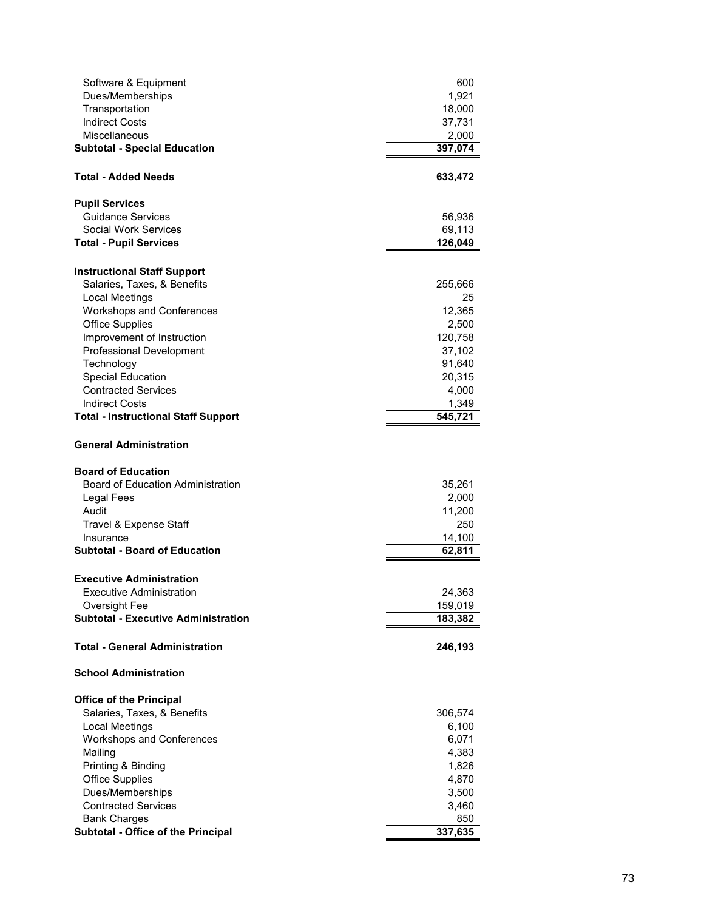| | |
|---|---:|
| Software & Equipment | 600 |
| Dues/Memberships | 1,921 |
| Transportation | 18,000 |
| Indirect Costs | 37,731 |
| Miscellaneous | 2,000 |
| **Subtotal - Special Education** | **397,074** |
| | |
| **Total - Added Needs** | **633,472** |
| | |
| **Pupil Services** | |
| Guidance Services | 56,936 |
| Social Work Services | 69,113 |
| **Total - Pupil Services** | **126,049** |
| | |
| **Instructional Staff Support** | |
| Salaries, Taxes, & Benefits | 255,666 |
| Local Meetings | 25 |
| Workshops and Conferences | 12,365 |
| Office Supplies | 2,500 |
| Improvement of Instruction | 120,758 |
| Professional Development | 37,102 |
| Technology | 91,640 |
| Special Education | 20,315 |
| Contracted Services | 4,000 |
| Indirect Costs | 1,349 |
| **Total - Instructional Staff Support** | **545,721** |
| | |
| **General Administration** | |
| | |
| **Board of Education** | |
| Board of Education Administration | 35,261 |
| Legal Fees | 2,000 |
| Audit | 11,200 |
| Travel & Expense Staff | 250 |
| Insurance | 14,100 |
| **Subtotal - Board of Education** | **62,811** |
| | |
| **Executive Administration** | |
| Executive Administration | 24,363 |
| Oversight Fee | 159,019 |
| **Subtotal - Executive Administration** | **183,382** |
| | |
| **Total - General Administration** | **246,193** |
| | |
| **School Administration** | |
| | |
| **Office of the Principal** | |
| Salaries, Taxes, & Benefits | 306,574 |
| Local Meetings | 6,100 |
| Workshops and Conferences | 6,071 |
| Mailing | 4,383 |
| Printing & Binding | 1,826 |
| Office Supplies | 4,870 |
| Dues/Memberships | 3,500 |
| Contracted Services | 3,460 |
| Bank Charges | 850 |
| **Subtotal - Office of the Principal** | **337,635** |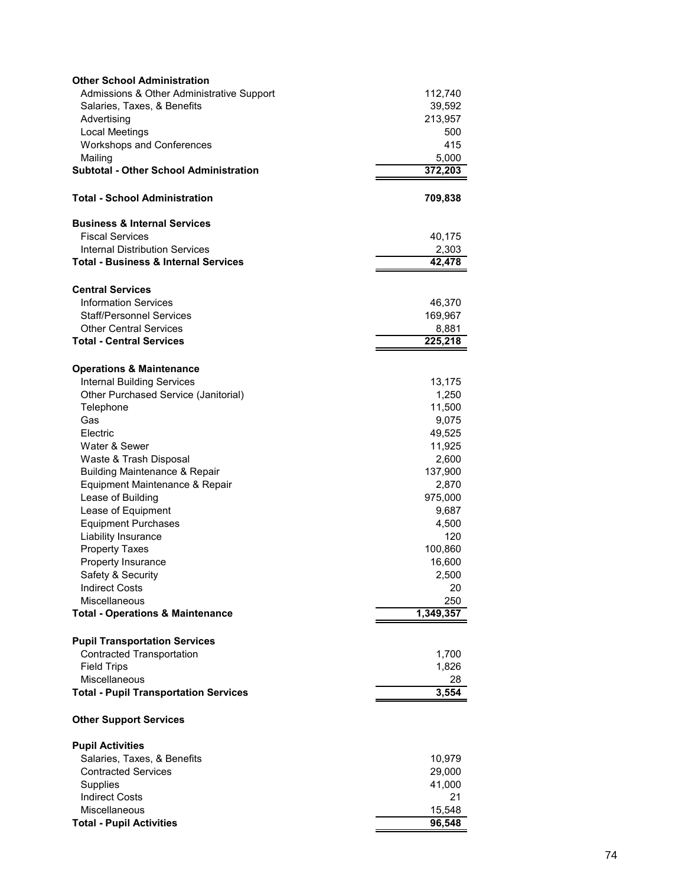| | |
|---|---|
| **Other School Administration** | |
| Admissions & Other Administrative Support | 112,740 |
| Salaries, Taxes, & Benefits | 39,592 |
| Advertising | 213,957 |
| Local Meetings | 500 |
| Workshops and Conferences | 415 |
| Mailing | 5,000 |
| **Subtotal - Other School Administration** | **372,203** |
| | |
| **Total - School Administration** | **709,838** |
| | |
| **Business & Internal Services** | |
| Fiscal Services | 40,175 |
| Internal Distribution Services | 2,303 |
| **Total - Business & Internal Services** | **42,478** |
| | |
| **Central Services** | |
| Information Services | 46,370 |
| Staff/Personnel Services | 169,967 |
| Other Central Services | 8,881 |
| **Total - Central Services** | **225,218** |
| | |
| **Operations & Maintenance** | |
| Internal Building Services | 13,175 |
| Other Purchased Service (Janitorial) | 1,250 |
| Telephone | 11,500 |
| Gas | 9,075 |
| Electric | 49,525 |
| Water & Sewer | 11,925 |
| Waste & Trash Disposal | 2,600 |
| Building Maintenance & Repair | 137,900 |
| Equipment Maintenance & Repair | 2,870 |
| Lease of Building | 975,000 |
| Lease of Equipment | 9,687 |
| Equipment Purchases | 4,500 |
| Liability Insurance | 120 |
| Property Taxes | 100,860 |
| Property Insurance | 16,600 |
| Safety & Security | 2,500 |
| Indirect Costs | 20 |
| Miscellaneous | 250 |
| **Total - Operations & Maintenance** | **1,349,357** |
| | |
| **Pupil Transportation Services** | |
| Contracted Transportation | 1,700 |
| Field Trips | 1,826 |
| Miscellaneous | 28 |
| **Total - Pupil Transportation Services** | **3,554** |
| | |
| **Other Support Services** | |
| | |
| **Pupil Activities** | |
| Salaries, Taxes, & Benefits | 10,979 |
| Contracted Services | 29,000 |
| Supplies | 41,000 |
| Indirect Costs | 21 |
| Miscellaneous | 15,548 |
| **Total - Pupil Activities** | **96,548** |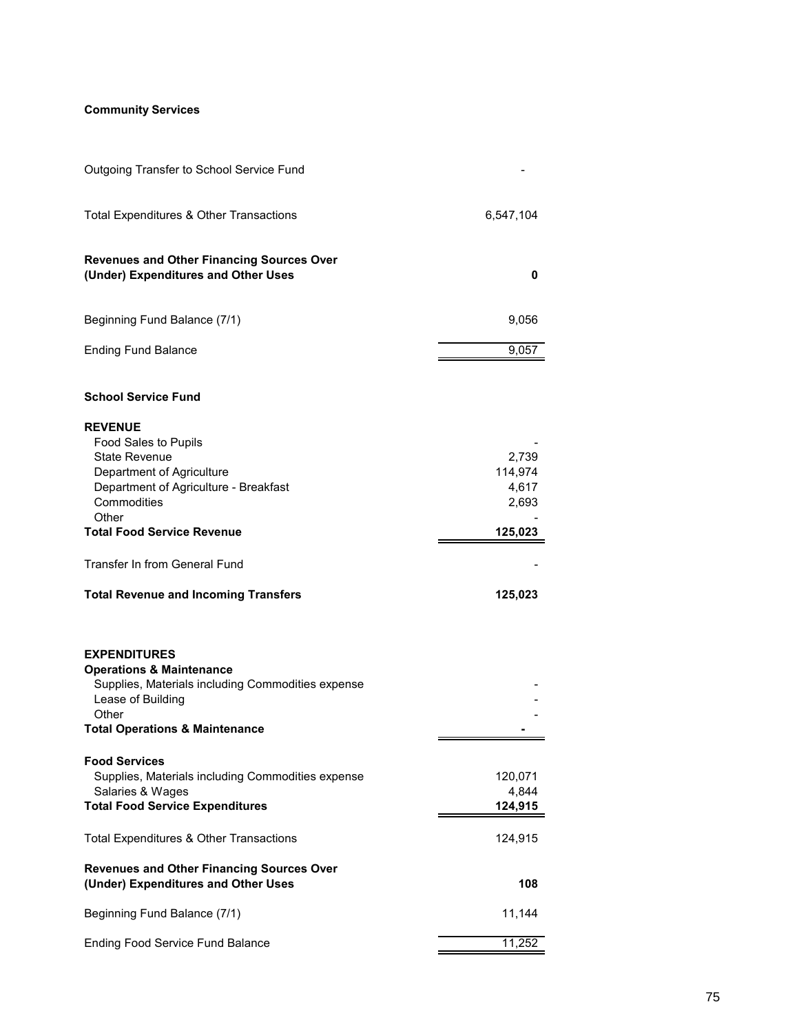**Community Services**

| | |
|---|---|
| Outgoing Transfer to School Service Fund | - |
| Total Expenditures & Other Transactions | 6,547,104 |
| **Revenues and Other Financing Sources Over (Under) Expenditures and Other Uses** | **0** |
| Beginning Fund Balance (7/1) | 9,056 |
| Ending Fund Balance | 9,057 |

**School Service Fund**

| | |
|---|---|
| **REVENUE** | |
| Food Sales to Pupils | - |
| State Revenue | 2,739 |
| Department of Agriculture | 114,974 |
| Department of Agriculture - Breakfast | 4,617 |
| Commodities | 2,693 |
| Other | - |
| **Total Food Service Revenue** | **125,023** |
| Transfer In from General Fund | - |
| **Total Revenue and Incoming Transfers** | **125,023** |
| **EXPENDITURES** | |
| **Operations & Maintenance** | |
| Supplies, Materials including Commodities expense | - |
| Lease of Building | - |
| Other | - |
| **Total Operations & Maintenance** | **-** |
| **Food Services** | |
| Supplies, Materials including Commodities expense | 120,071 |
| Salaries & Wages | 4,844 |
| **Total Food Service Expenditures** | **124,915** |
| Total Expenditures & Other Transactions | 124,915 |
| **Revenues and Other Financing Sources Over (Under) Expenditures and Other Uses** | **108** |
| Beginning Fund Balance (7/1) | 11,144 |
| Ending Food Service Fund Balance | 11,252 |